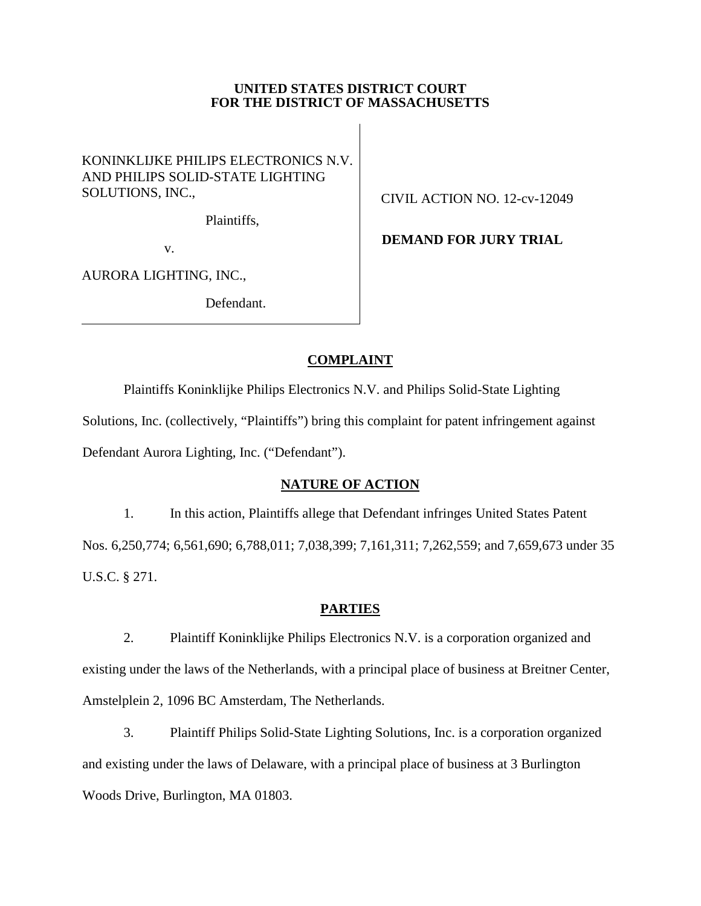**UNITED STATES DISTRICT COURT**
**FOR THE DISTRICT OF MASSACHUSETTS**

KONINKLIJKE PHILIPS ELECTRONICS N.V. AND PHILIPS SOLID-STATE LIGHTING SOLUTIONS, INC.,

Plaintiffs,

v.

AURORA LIGHTING, INC.,

Defendant.

CIVIL ACTION NO. 12-cv-12049

**DEMAND FOR JURY TRIAL**

## COMPLAINT

Plaintiffs Koninklijke Philips Electronics N.V. and Philips Solid-State Lighting Solutions, Inc. (collectively, "Plaintiffs") bring this complaint for patent infringement against Defendant Aurora Lighting, Inc. ("Defendant").

## NATURE OF ACTION

1. In this action, Plaintiffs allege that Defendant infringes United States Patent Nos. 6,250,774; 6,561,690; 6,788,011; 7,038,399; 7,161,311; 7,262,559; and 7,659,673 under 35 U.S.C. § 271.

## PARTIES

2. Plaintiff Koninklijke Philips Electronics N.V. is a corporation organized and existing under the laws of the Netherlands, with a principal place of business at Breitner Center, Amstelplein 2, 1096 BC Amsterdam, The Netherlands.

3. Plaintiff Philips Solid-State Lighting Solutions, Inc. is a corporation organized and existing under the laws of Delaware, with a principal place of business at 3 Burlington Woods Drive, Burlington, MA 01803.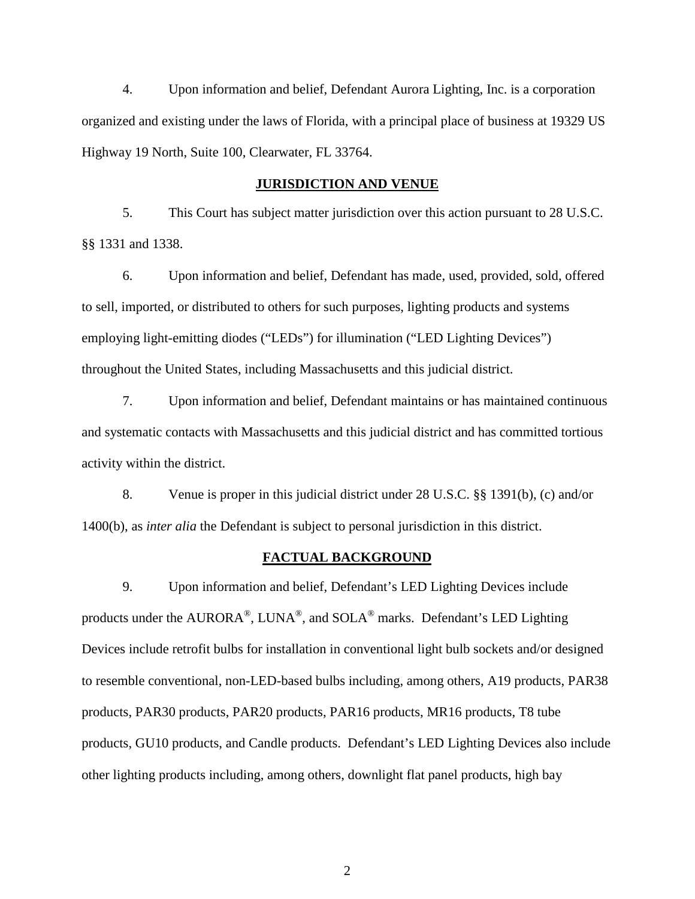4. Upon information and belief, Defendant Aurora Lighting, Inc. is a corporation organized and existing under the laws of Florida, with a principal place of business at 19329 US Highway 19 North, Suite 100, Clearwater, FL 33764.

## JURISDICTION AND VENUE

5. This Court has subject matter jurisdiction over this action pursuant to 28 U.S.C. §§ 1331 and 1338.

6. Upon information and belief, Defendant has made, used, provided, sold, offered to sell, imported, or distributed to others for such purposes, lighting products and systems employing light-emitting diodes ("LEDs") for illumination ("LED Lighting Devices") throughout the United States, including Massachusetts and this judicial district.

7. Upon information and belief, Defendant maintains or has maintained continuous and systematic contacts with Massachusetts and this judicial district and has committed tortious activity within the district.

8. Venue is proper in this judicial district under 28 U.S.C. §§ 1391(b), (c) and/or 1400(b), as *inter alia* the Defendant is subject to personal jurisdiction in this district.

## FACTUAL BACKGROUND

9. Upon information and belief, Defendant's LED Lighting Devices include products under the AURORA®, LUNA®, and SOLA® marks. Defendant's LED Lighting Devices include retrofit bulbs for installation in conventional light bulb sockets and/or designed to resemble conventional, non-LED-based bulbs including, among others, A19 products, PAR38 products, PAR30 products, PAR20 products, PAR16 products, MR16 products, T8 tube products, GU10 products, and Candle products. Defendant's LED Lighting Devices also include other lighting products including, among others, downlight flat panel products, high bay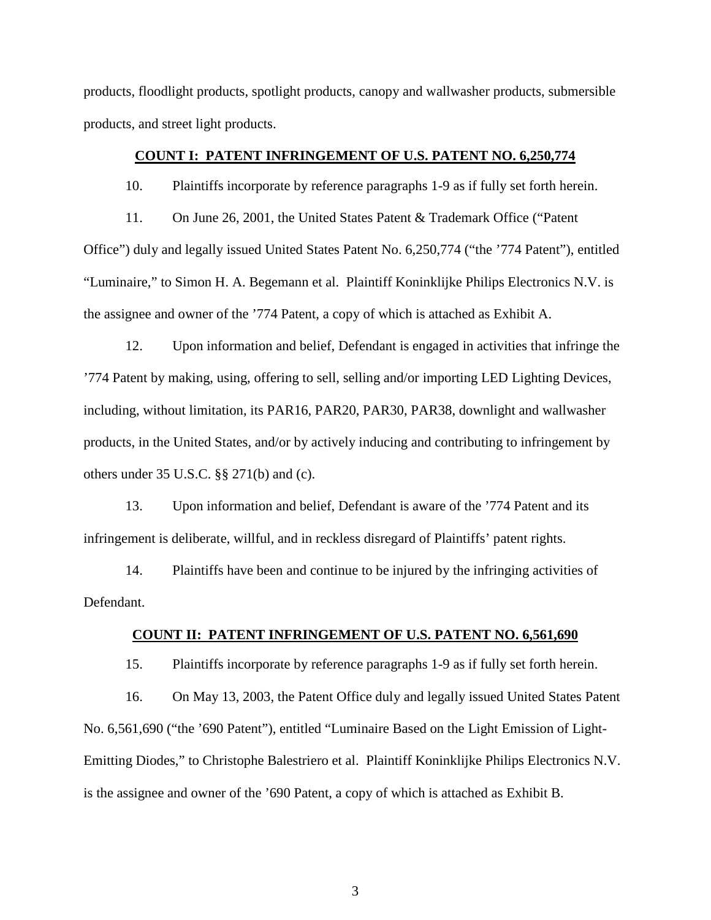products, floodlight products, spotlight products, canopy and wallwasher products, submersible products, and street light products.

**COUNT I: PATENT INFRINGEMENT OF U.S. PATENT NO. 6,250,774**

10. Plaintiffs incorporate by reference paragraphs 1-9 as if fully set forth herein.

11. On June 26, 2001, the United States Patent & Trademark Office ("Patent Office") duly and legally issued United States Patent No. 6,250,774 ("the '774 Patent"), entitled "Luminaire," to Simon H. A. Begemann et al. Plaintiff Koninklijke Philips Electronics N.V. is the assignee and owner of the '774 Patent, a copy of which is attached as Exhibit A.

12. Upon information and belief, Defendant is engaged in activities that infringe the '774 Patent by making, using, offering to sell, selling and/or importing LED Lighting Devices, including, without limitation, its PAR16, PAR20, PAR30, PAR38, downlight and wallwasher products, in the United States, and/or by actively inducing and contributing to infringement by others under 35 U.S.C. §§ 271(b) and (c).

13. Upon information and belief, Defendant is aware of the '774 Patent and its infringement is deliberate, willful, and in reckless disregard of Plaintiffs' patent rights.

14. Plaintiffs have been and continue to be injured by the infringing activities of Defendant.

**COUNT II: PATENT INFRINGEMENT OF U.S. PATENT NO. 6,561,690**

15. Plaintiffs incorporate by reference paragraphs 1-9 as if fully set forth herein.

16. On May 13, 2003, the Patent Office duly and legally issued United States Patent No. 6,561,690 ("the '690 Patent"), entitled "Luminaire Based on the Light Emission of Light-Emitting Diodes," to Christophe Balestriero et al. Plaintiff Koninklijke Philips Electronics N.V. is the assignee and owner of the '690 Patent, a copy of which is attached as Exhibit B.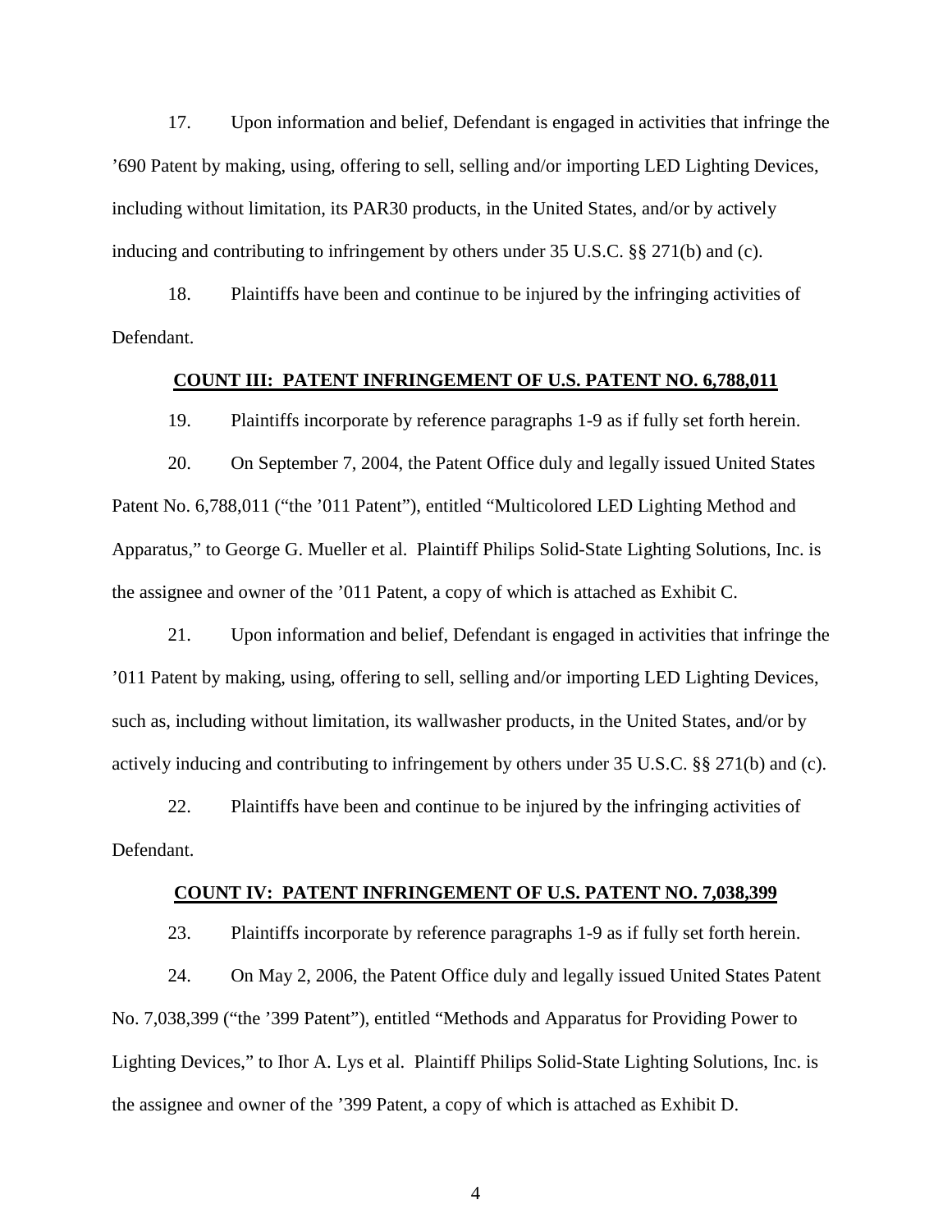17. Upon information and belief, Defendant is engaged in activities that infringe the ’690 Patent by making, using, offering to sell, selling and/or importing LED Lighting Devices, including without limitation, its PAR30 products, in the United States, and/or by actively inducing and contributing to infringement by others under 35 U.S.C. §§ 271(b) and (c).

18. Plaintiffs have been and continue to be injured by the infringing activities of Defendant.

## COUNT III: PATENT INFRINGEMENT OF U.S. PATENT NO. 6,788,011

19. Plaintiffs incorporate by reference paragraphs 1-9 as if fully set forth herein.

20. On September 7, 2004, the Patent Office duly and legally issued United States Patent No. 6,788,011 (“the ’011 Patent”), entitled “Multicolored LED Lighting Method and Apparatus,” to George G. Mueller et al. Plaintiff Philips Solid-State Lighting Solutions, Inc. is the assignee and owner of the ’011 Patent, a copy of which is attached as Exhibit C.

21. Upon information and belief, Defendant is engaged in activities that infringe the ’011 Patent by making, using, offering to sell, selling and/or importing LED Lighting Devices, such as, including without limitation, its wallwasher products, in the United States, and/or by actively inducing and contributing to infringement by others under 35 U.S.C. §§ 271(b) and (c).

22. Plaintiffs have been and continue to be injured by the infringing activities of Defendant.

## COUNT IV: PATENT INFRINGEMENT OF U.S. PATENT NO. 7,038,399

23. Plaintiffs incorporate by reference paragraphs 1-9 as if fully set forth herein.

24. On May 2, 2006, the Patent Office duly and legally issued United States Patent No. 7,038,399 (“the ’399 Patent”), entitled “Methods and Apparatus for Providing Power to Lighting Devices,” to Ihor A. Lys et al. Plaintiff Philips Solid-State Lighting Solutions, Inc. is the assignee and owner of the ’399 Patent, a copy of which is attached as Exhibit D.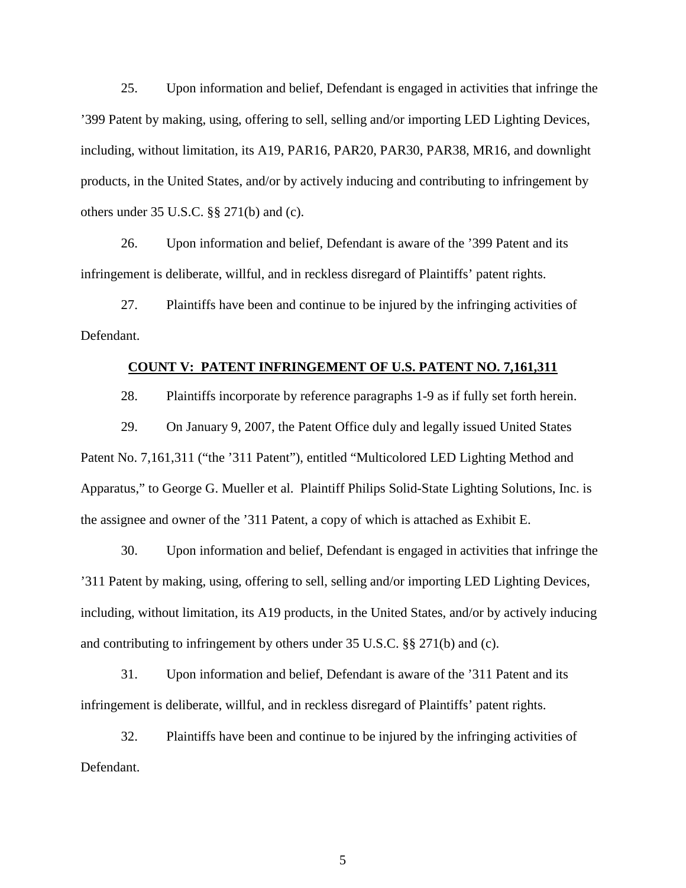25. Upon information and belief, Defendant is engaged in activities that infringe the ’399 Patent by making, using, offering to sell, selling and/or importing LED Lighting Devices, including, without limitation, its A19, PAR16, PAR20, PAR30, PAR38, MR16, and downlight products, in the United States, and/or by actively inducing and contributing to infringement by others under 35 U.S.C. §§ 271(b) and (c).

26. Upon information and belief, Defendant is aware of the ’399 Patent and its infringement is deliberate, willful, and in reckless disregard of Plaintiffs’ patent rights.

27. Plaintiffs have been and continue to be injured by the infringing activities of Defendant.

## COUNT V: PATENT INFRINGEMENT OF U.S. PATENT NO. 7,161,311

28. Plaintiffs incorporate by reference paragraphs 1-9 as if fully set forth herein.

29. On January 9, 2007, the Patent Office duly and legally issued United States Patent No. 7,161,311 (“the ’311 Patent”), entitled “Multicolored LED Lighting Method and Apparatus,” to George G. Mueller et al. Plaintiff Philips Solid-State Lighting Solutions, Inc. is the assignee and owner of the ’311 Patent, a copy of which is attached as Exhibit E.

30. Upon information and belief, Defendant is engaged in activities that infringe the ’311 Patent by making, using, offering to sell, selling and/or importing LED Lighting Devices, including, without limitation, its A19 products, in the United States, and/or by actively inducing and contributing to infringement by others under 35 U.S.C. §§ 271(b) and (c).

31. Upon information and belief, Defendant is aware of the ’311 Patent and its infringement is deliberate, willful, and in reckless disregard of Plaintiffs’ patent rights.

32. Plaintiffs have been and continue to be injured by the infringing activities of Defendant.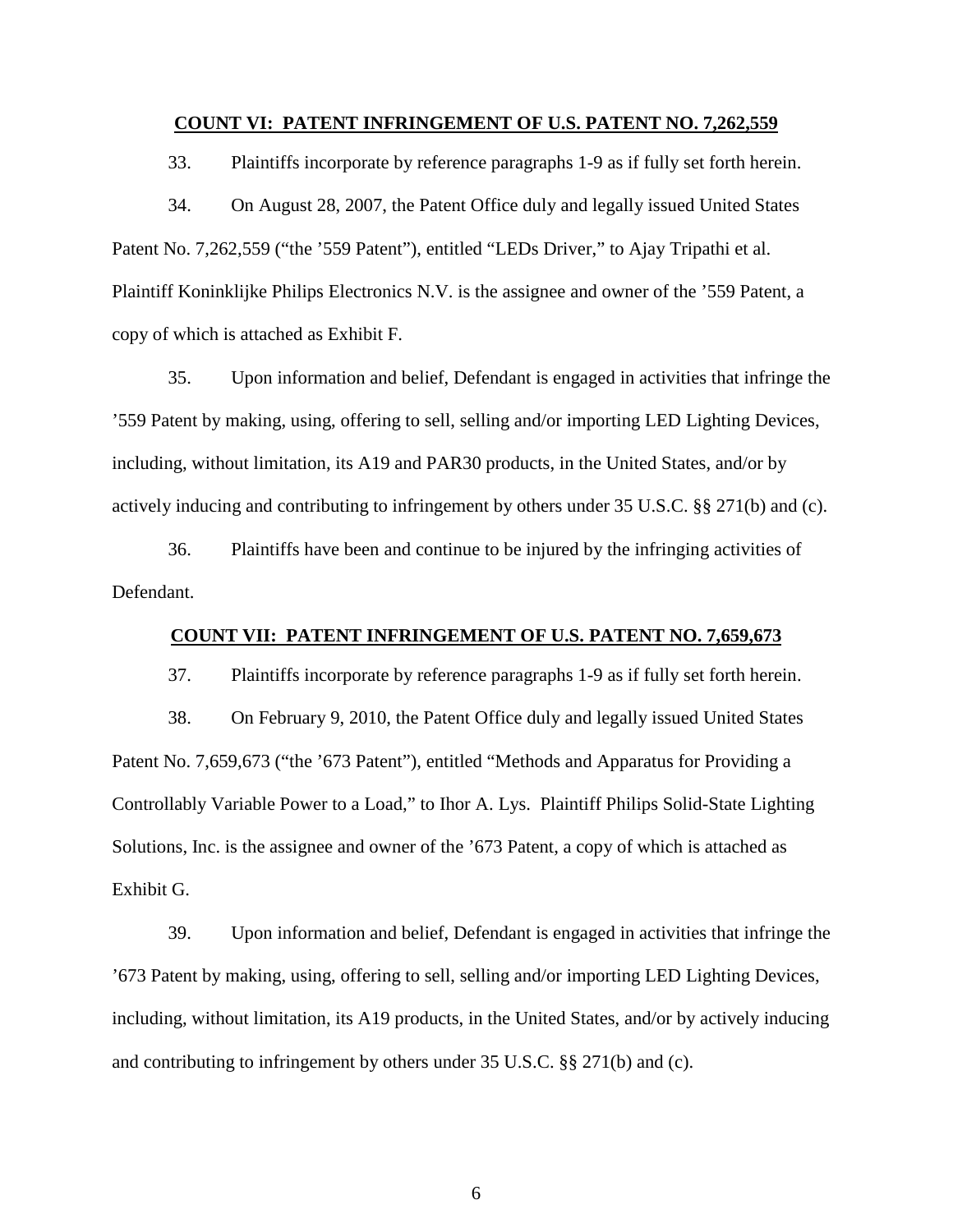**COUNT VI: PATENT INFRINGEMENT OF U.S. PATENT NO. 7,262,559**

33. Plaintiffs incorporate by reference paragraphs 1-9 as if fully set forth herein.

34. On August 28, 2007, the Patent Office duly and legally issued United States Patent No. 7,262,559 ("the '559 Patent"), entitled "LEDs Driver," to Ajay Tripathi et al. Plaintiff Koninklijke Philips Electronics N.V. is the assignee and owner of the '559 Patent, a copy of which is attached as Exhibit F.

35. Upon information and belief, Defendant is engaged in activities that infringe the '559 Patent by making, using, offering to sell, selling and/or importing LED Lighting Devices, including, without limitation, its A19 and PAR30 products, in the United States, and/or by actively inducing and contributing to infringement by others under 35 U.S.C. §§ 271(b) and (c).

36. Plaintiffs have been and continue to be injured by the infringing activities of Defendant.

**COUNT VII: PATENT INFRINGEMENT OF U.S. PATENT NO. 7,659,673**

37. Plaintiffs incorporate by reference paragraphs 1-9 as if fully set forth herein.

38. On February 9, 2010, the Patent Office duly and legally issued United States Patent No. 7,659,673 ("the '673 Patent"), entitled "Methods and Apparatus for Providing a Controllably Variable Power to a Load," to Ihor A. Lys. Plaintiff Philips Solid-State Lighting Solutions, Inc. is the assignee and owner of the '673 Patent, a copy of which is attached as Exhibit G.

39. Upon information and belief, Defendant is engaged in activities that infringe the '673 Patent by making, using, offering to sell, selling and/or importing LED Lighting Devices, including, without limitation, its A19 products, in the United States, and/or by actively inducing and contributing to infringement by others under 35 U.S.C. §§ 271(b) and (c).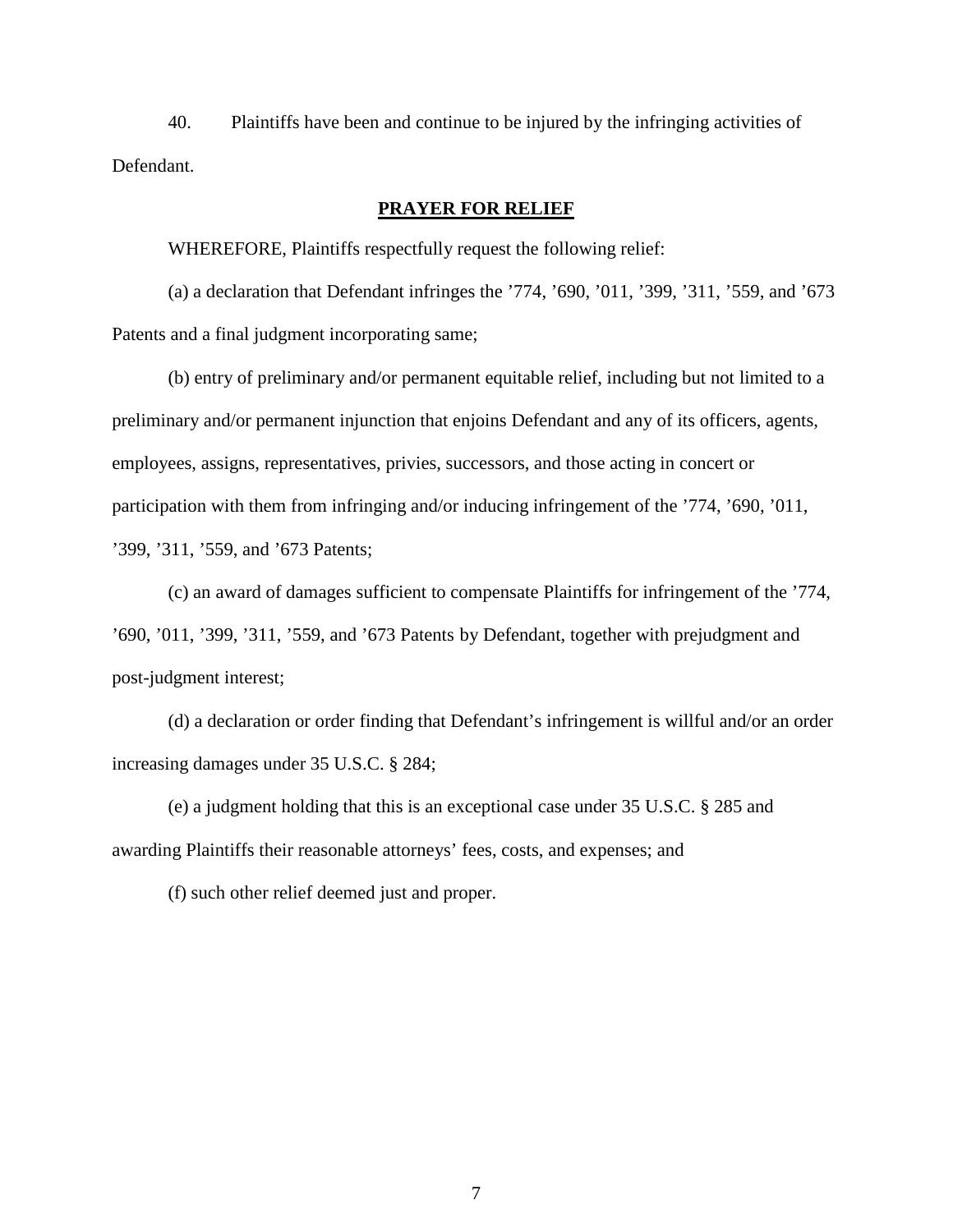40. Plaintiffs have been and continue to be injured by the infringing activities of Defendant.

## **PRAYER FOR RELIEF**

WHEREFORE, Plaintiffs respectfully request the following relief:

(a) a declaration that Defendant infringes the ’774, ’690, ’011, ’399, ’311, ’559, and ’673 Patents and a final judgment incorporating same;

(b) entry of preliminary and/or permanent equitable relief, including but not limited to a preliminary and/or permanent injunction that enjoins Defendant and any of its officers, agents, employees, assigns, representatives, privies, successors, and those acting in concert or participation with them from infringing and/or inducing infringement of the ’774, ’690, ’011, ’399, ’311, ’559, and ’673 Patents;

(c) an award of damages sufficient to compensate Plaintiffs for infringement of the ’774, ’690, ’011, ’399, ’311, ’559, and ’673 Patents by Defendant, together with prejudgment and post-judgment interest;

(d) a declaration or order finding that Defendant’s infringement is willful and/or an order increasing damages under 35 U.S.C. § 284;

(e) a judgment holding that this is an exceptional case under 35 U.S.C. § 285 and awarding Plaintiffs their reasonable attorneys’ fees, costs, and expenses; and

(f) such other relief deemed just and proper.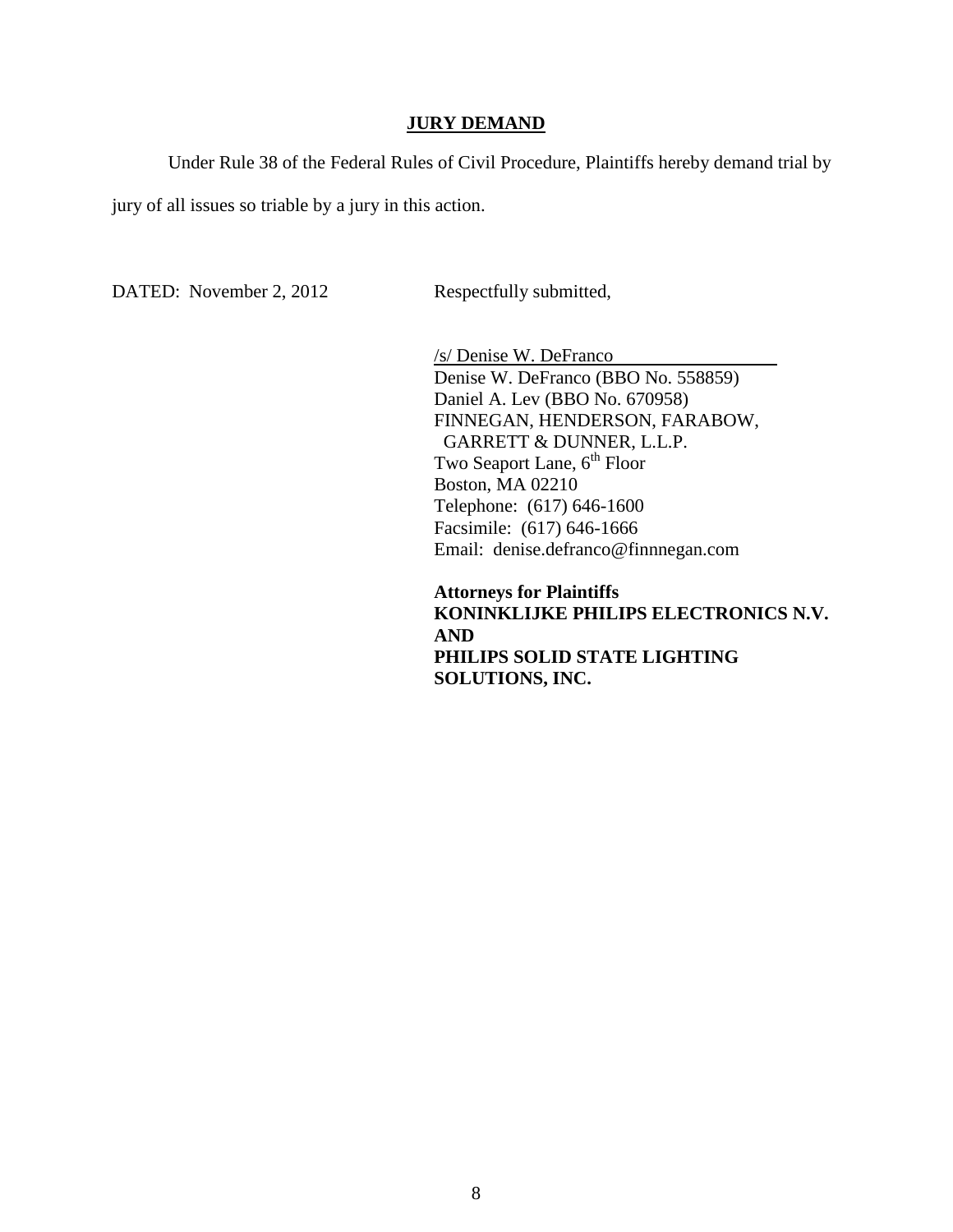**JURY DEMAND**

Under Rule 38 of the Federal Rules of Civil Procedure, Plaintiffs hereby demand trial by jury of all issues so triable by a jury in this action.

DATED: November 2, 2012

Respectfully submitted,

/s/ Denise W. DeFranco
Denise W. DeFranco (BBO No. 558859)
Daniel A. Lev (BBO No. 670958)
FINNEGAN, HENDERSON, FARABOW,
GARRETT & DUNNER, L.L.P.
Two Seaport Lane, 6th Floor
Boston, MA 02210
Telephone: (617) 646-1600
Facsimile: (617) 646-1666
Email: denise.defranco@finnnegan.com

**Attorneys for Plaintiffs**
**KONINKLIJKE PHILIPS ELECTRONICS N.V.**
**AND**
**PHILIPS SOLID STATE LIGHTING**
**SOLUTIONS, INC.**